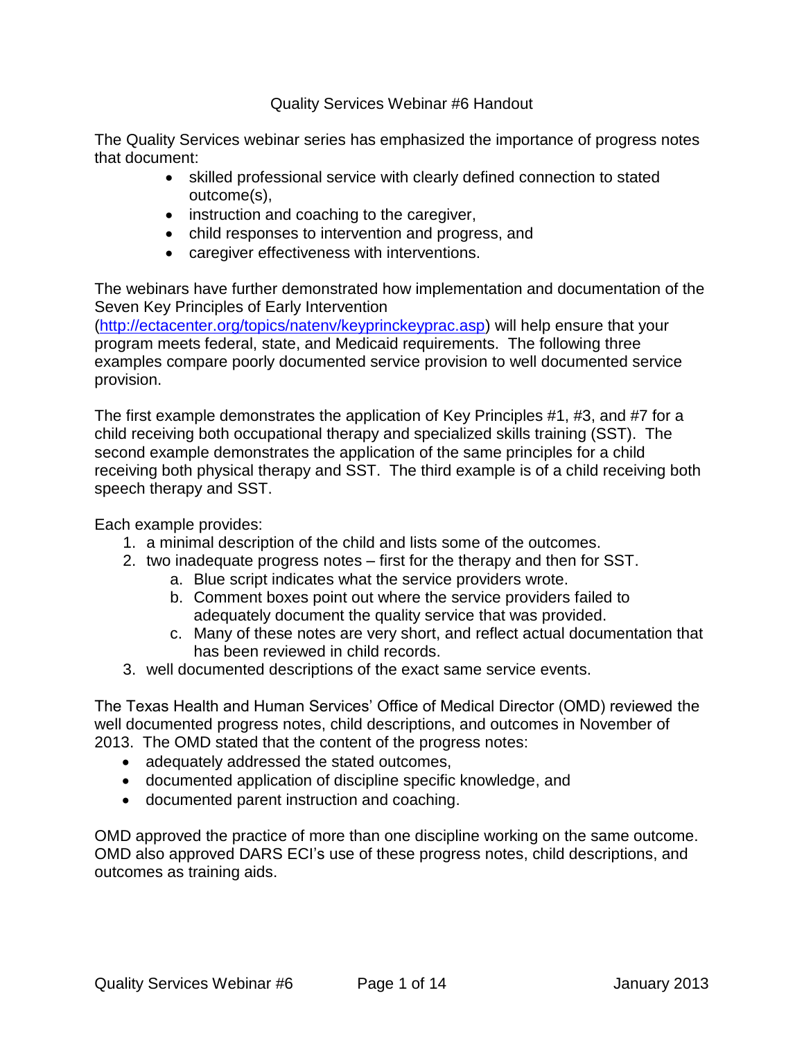# Quality Services Webinar #6 Handout

The Quality Services webinar series has emphasized the importance of progress notes that document:

- skilled professional service with clearly defined connection to stated outcome(s),
- instruction and coaching to the caregiver,
- child responses to intervention and progress, and
- caregiver effectiveness with interventions.

The webinars have further demonstrated how implementation and documentation of the Seven Key Principles of Early Intervention (http://ectacenter.org/topics/natenv/keyprinckeyprac.asp) will help ensure that your program meets federal, state, and Medicaid requirements. The following three examples compare poorly documented service provision to well documented service provision.

The first example demonstrates the application of Key Principles #1, #3, and #7 for a child receiving both occupational therapy and specialized skills training (SST). The second example demonstrates the application of the same principles for a child receiving both physical therapy and SST. The third example is of a child receiving both speech therapy and SST.

Each example provides:

1. a minimal description of the child and lists some of the outcomes.
2. two inadequate progress notes – first for the therapy and then for SST.
   a. Blue script indicates what the service providers wrote.
   b. Comment boxes point out where the service providers failed to adequately document the quality service that was provided.
   c. Many of these notes are very short, and reflect actual documentation that has been reviewed in child records.
3. well documented descriptions of the exact same service events.

The Texas Health and Human Services' Office of Medical Director (OMD) reviewed the well documented progress notes, child descriptions, and outcomes in November of 2013. The OMD stated that the content of the progress notes:

- adequately addressed the stated outcomes,
- documented application of discipline specific knowledge, and
- documented parent instruction and coaching.

OMD approved the practice of more than one discipline working on the same outcome. OMD also approved DARS ECI's use of these progress notes, child descriptions, and outcomes as training aids.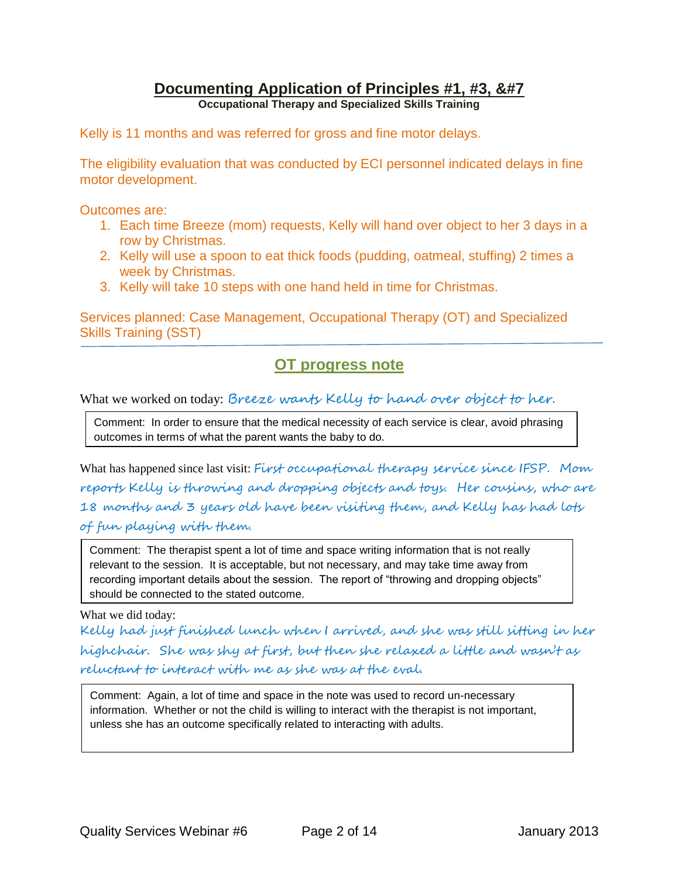# Documenting Application of Principles #1, #3, &#7

**Occupational Therapy and Specialized Skills Training**

Kelly is 11 months and was referred for gross and fine motor delays.

The eligibility evaluation that was conducted by ECI personnel indicated delays in fine motor development.

Outcomes are:

1. Each time Breeze (mom) requests, Kelly will hand over object to her 3 days in a row by Christmas.
2. Kelly will use a spoon to eat thick foods (pudding, oatmeal, stuffing) 2 times a week by Christmas.
3. Kelly will take 10 steps with one hand held in time for Christmas.

Services planned: Case Management, Occupational Therapy (OT) and Specialized Skills Training (SST)

---

## OT progress note

What we worked on today: *Breeze wants Kelly to hand over object to her.*

> Comment: In order to ensure that the medical necessity of each service is clear, avoid phrasing outcomes in terms of what the parent wants the baby to do.

What has happened since last visit: *First occupational therapy service since IFSP. Mom reports Kelly is throwing and dropping objects and toys. Her cousins, who are 18 months and 3 years old have been visiting them, and Kelly has had lots of fun playing with them.*

> Comment: The therapist spent a lot of time and space writing information that is not really relevant to the session. It is acceptable, but not necessary, and may take time away from recording important details about the session. The report of "throwing and dropping objects" should be connected to the stated outcome.

What we did today:

*Kelly had just finished lunch when I arrived, and she was still sitting in her highchair. She was shy at first, but then she relaxed a little and wasn't as reluctant to interact with me as she was at the eval.*

> Comment: Again, a lot of time and space in the note was used to record un-necessary information. Whether or not the child is willing to interact with the therapist is not important, unless she has an outcome specifically related to interacting with adults.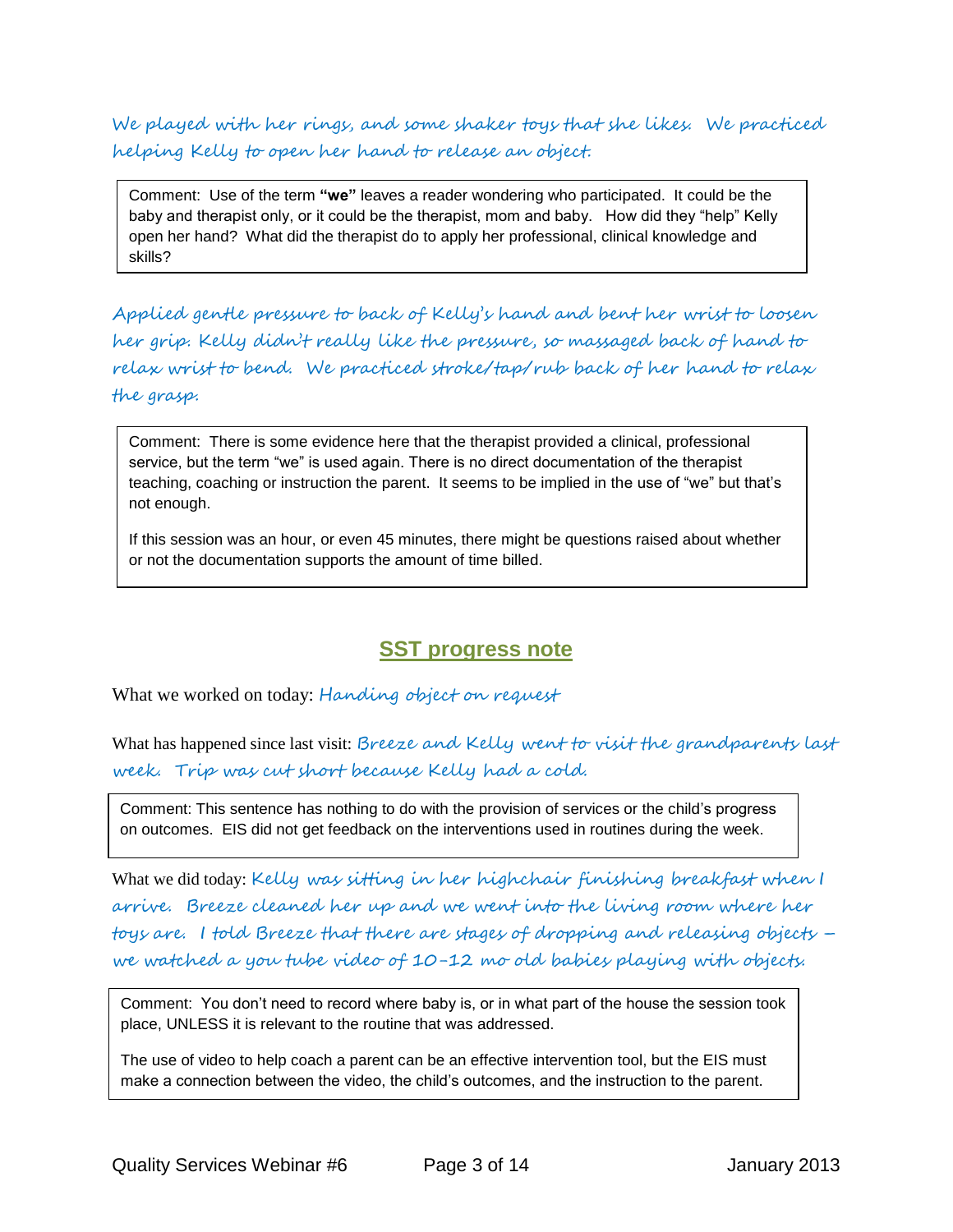We played with her rings, and some shaker toys that she likes. We practiced helping Kelly to open her hand to release an object.

> Comment: Use of the term **"we"** leaves a reader wondering who participated. It could be the baby and therapist only, or it could be the therapist, mom and baby. How did they "help" Kelly open her hand? What did the therapist do to apply her professional, clinical knowledge and skills?

Applied gentle pressure to back of Kelly's hand and bent her wrist to loosen her grip. Kelly didn't really like the pressure, so massaged back of hand to relax wrist to bend. We practiced stroke/tap/rub back of her hand to relax the grasp.

> Comment: There is some evidence here that the therapist provided a clinical, professional service, but the term "we" is used again. There is no direct documentation of the therapist teaching, coaching or instruction the parent. It seems to be implied in the use of "we" but that's not enough.
>
> If this session was an hour, or even 45 minutes, there might be questions raised about whether or not the documentation supports the amount of time billed.

## SST progress note

What we worked on today: Handing object on request

What has happened since last visit: Breeze and Kelly went to visit the grandparents last week. Trip was cut short because Kelly had a cold.

> Comment: This sentence has nothing to do with the provision of services or the child's progress on outcomes. EIS did not get feedback on the interventions used in routines during the week.

What we did today: Kelly was sitting in her highchair finishing breakfast when I arrive. Breeze cleaned her up and we went into the living room where her toys are. I told Breeze that there are stages of dropping and releasing objects – we watched a you tube video of 10-12 mo old babies playing with objects.

> Comment: You don't need to record where baby is, or in what part of the house the session took place, UNLESS it is relevant to the routine that was addressed.
>
> The use of video to help coach a parent can be an effective intervention tool, but the EIS must make a connection between the video, the child's outcomes, and the instruction to the parent.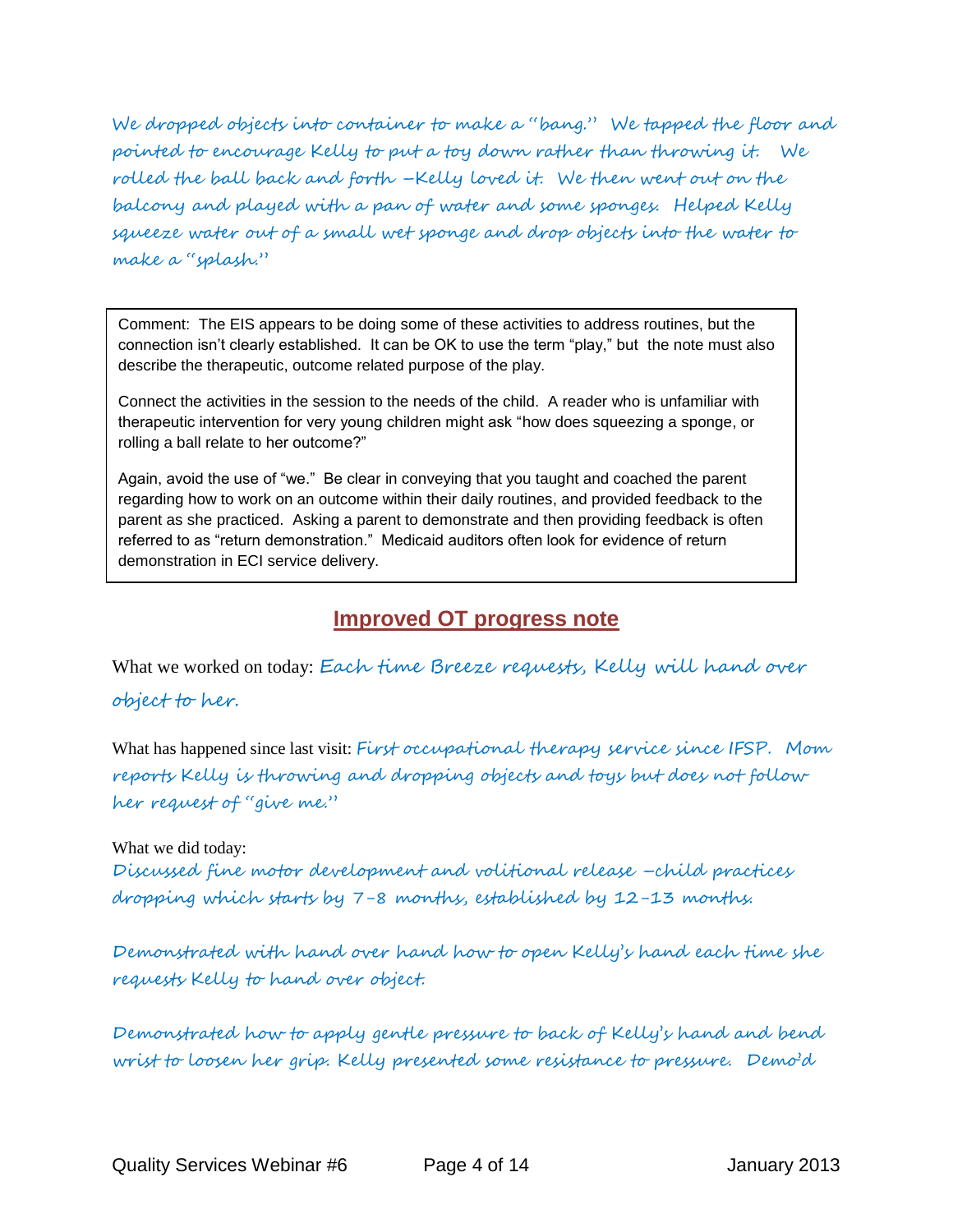We dropped objects into container to make a "bang." We tapped the floor and pointed to encourage Kelly to put a toy down rather than throwing it. We rolled the ball back and forth –Kelly loved it. We then went out on the balcony and played with a pan of water and some sponges. Helped Kelly squeeze water out of a small wet sponge and drop objects into the water to make a "splash."

> Comment: The EIS appears to be doing some of these activities to address routines, but the connection isn't clearly established. It can be OK to use the term "play," but the note must also describe the therapeutic, outcome related purpose of the play.
>
> Connect the activities in the session to the needs of the child. A reader who is unfamiliar with therapeutic intervention for very young children might ask "how does squeezing a sponge, or rolling a ball relate to her outcome?"
>
> Again, avoid the use of "we." Be clear in conveying that you taught and coached the parent regarding how to work on an outcome within their daily routines, and provided feedback to the parent as she practiced. Asking a parent to demonstrate and then providing feedback is often referred to as "return demonstration." Medicaid auditors often look for evidence of return demonstration in ECI service delivery.

## Improved OT progress note

What we worked on today: Each time Breeze requests, Kelly will hand over object to her.

What has happened since last visit: First occupational therapy service since IFSP. Mom reports Kelly is throwing and dropping objects and toys but does not follow her request of "give me."

What we did today:

Discussed fine motor development and volitional release –child practices dropping which starts by 7-8 months, established by 12-13 months.

Demonstrated with hand over hand how to open Kelly's hand each time she requests Kelly to hand over object.

Demonstrated how to apply gentle pressure to back of Kelly's hand and bend wrist to loosen her grip. Kelly presented some resistance to pressure. Demo'd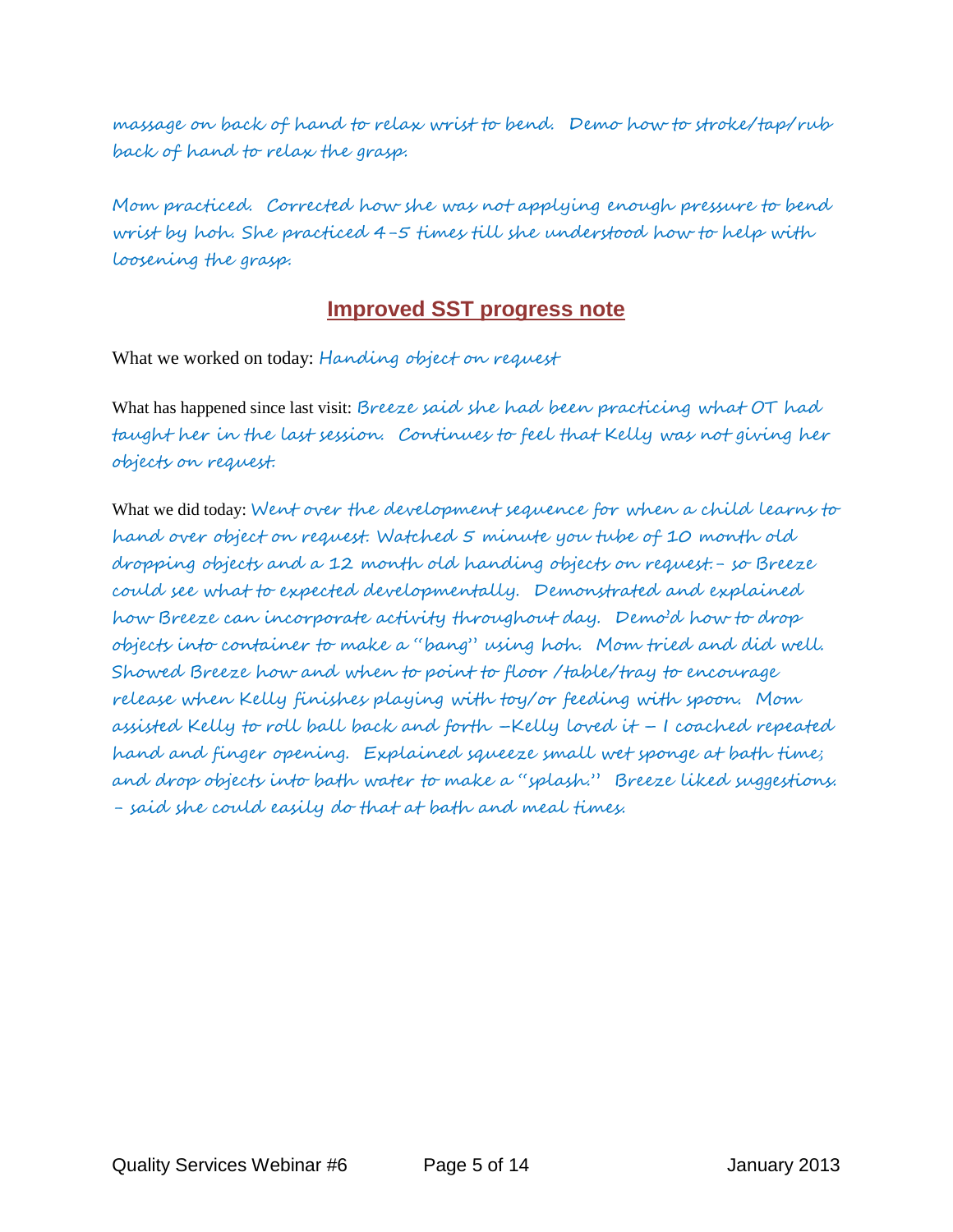massage on back of hand to relax wrist to bend. Demo how to stroke/tap/rub back of hand to relax the grasp.

Mom practiced. Corrected how she was not applying enough pressure to bend wrist by hoh. She practiced 4-5 times till she understood how to help with loosening the grasp.

## Improved SST progress note

What we worked on today: Handing object on request

What has happened since last visit: Breeze said she had been practicing what OT had taught her in the last session. Continues to feel that Kelly was not giving her objects on request.

What we did today: Went over the development sequence for when a child learns to hand over object on request. Watched 5 minute you tube of 10 month old dropping objects and a 12 month old handing objects on request.- so Breeze could see what to expected developmentally. Demonstrated and explained how Breeze can incorporate activity throughout day. Demo'd how to drop objects into container to make a "bang" using hoh. Mom tried and did well. Showed Breeze how and when to point to floor /table/tray to encourage release when Kelly finishes playing with toy/or feeding with spoon. Mom assisted Kelly to roll ball back and forth –Kelly loved it – I coached repeated hand and finger opening. Explained squeeze small wet sponge at bath time; and drop objects into bath water to make a "splash." Breeze liked suggestions. - said she could easily do that at bath and meal times.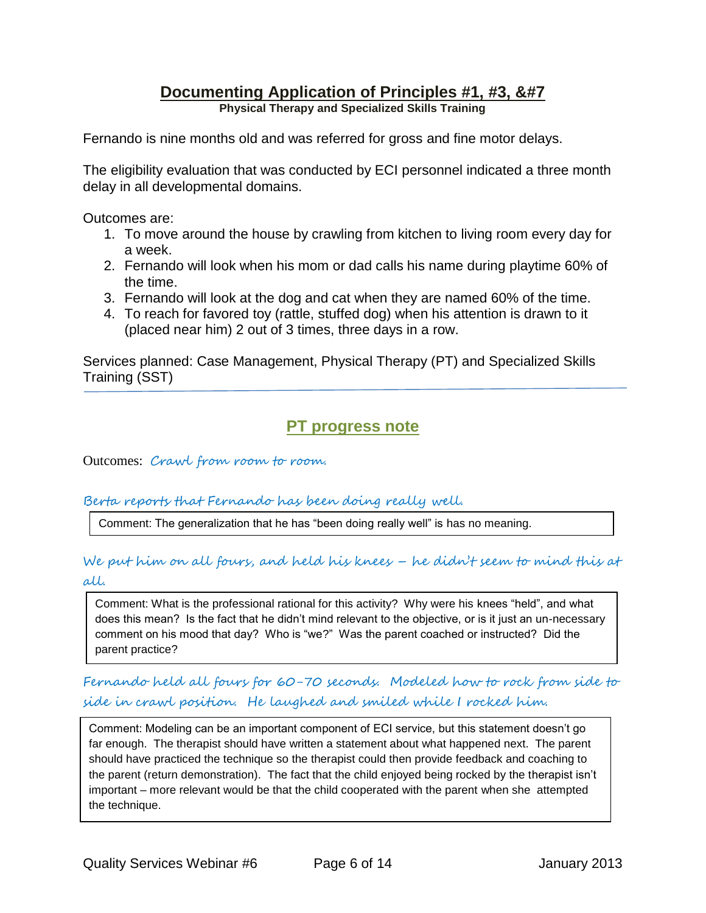## Documenting Application of Principles #1, #3, &#7

**Physical Therapy and Specialized Skills Training**

Fernando is nine months old and was referred for gross and fine motor delays.

The eligibility evaluation that was conducted by ECI personnel indicated a three month delay in all developmental domains.

Outcomes are:

1. To move around the house by crawling from kitchen to living room every day for a week.
2. Fernando will look when his mom or dad calls his name during playtime 60% of the time.
3. Fernando will look at the dog and cat when they are named 60% of the time.
4. To reach for favored toy (rattle, stuffed dog) when his attention is drawn to it (placed near him) 2 out of 3 times, three days in a row.

Services planned: Case Management, Physical Therapy (PT) and Specialized Skills Training (SST)

---

## PT progress note

Outcomes: *Crawl from room to room.*

*Berta reports that Fernando has been doing really well.*

> Comment: The generalization that he has "been doing really well" is has no meaning.

*We put him on all fours, and held his knees – he didn't seem to mind this at all.*

> Comment: What is the professional rational for this activity? Why were his knees "held", and what does this mean? Is the fact that he didn't mind relevant to the objective, or is it just an un-necessary comment on his mood that day? Who is "we?" Was the parent coached or instructed? Did the parent practice?

*Fernando held all fours for 60-70 seconds. Modeled how to rock from side to side in crawl position. He laughed and smiled while I rocked him.*

> Comment: Modeling can be an important component of ECI service, but this statement doesn't go far enough. The therapist should have written a statement about what happened next. The parent should have practiced the technique so the therapist could then provide feedback and coaching to the parent (return demonstration). The fact that the child enjoyed being rocked by the therapist isn't important – more relevant would be that the child cooperated with the parent when she attempted the technique.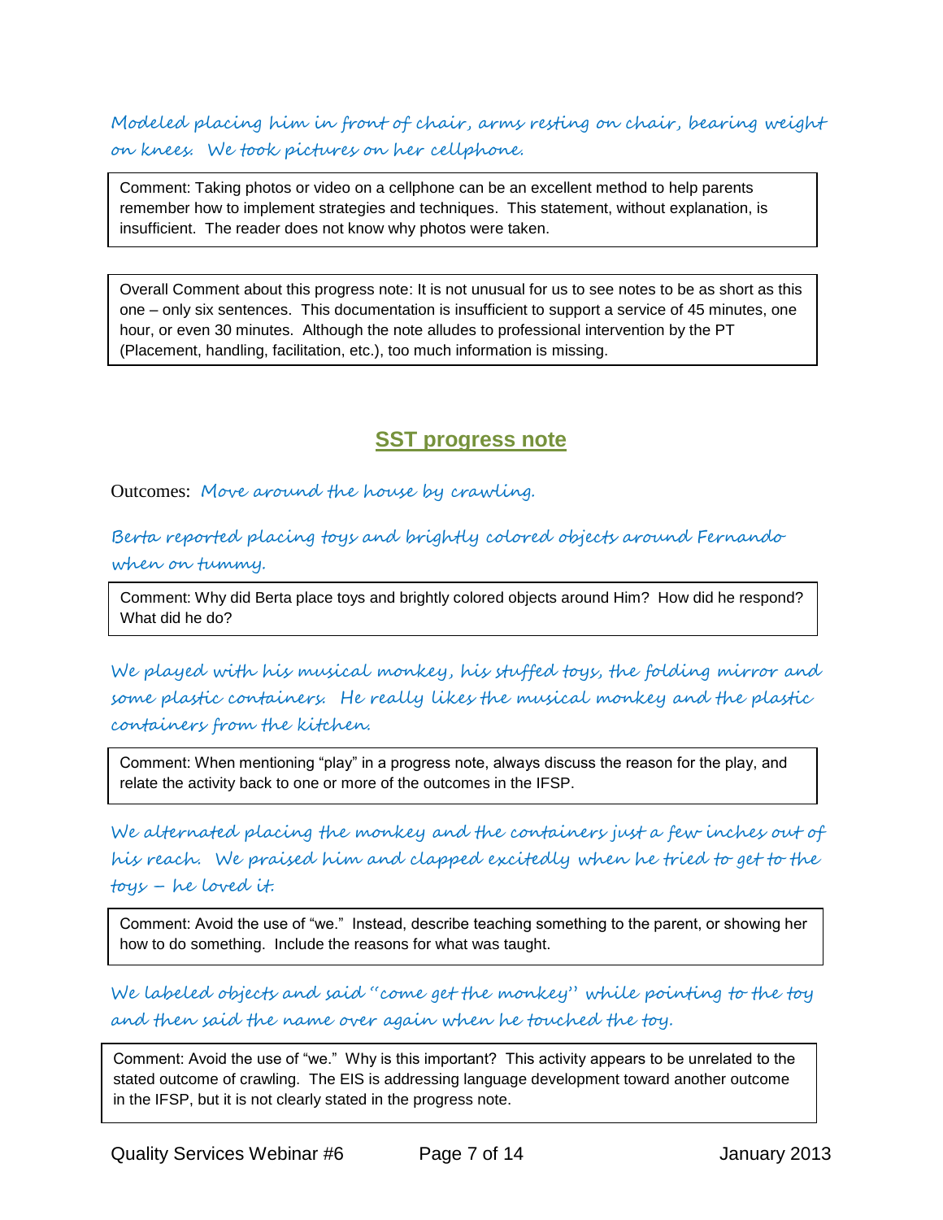*Modeled placing him in front of chair, arms resting on chair, bearing weight on knees. We took pictures on her cellphone.*

> Comment: Taking photos or video on a cellphone can be an excellent method to help parents remember how to implement strategies and techniques. This statement, without explanation, is insufficient. The reader does not know why photos were taken.

> Overall Comment about this progress note: It is not unusual for us to see notes to be as short as this one – only six sentences. This documentation is insufficient to support a service of 45 minutes, one hour, or even 30 minutes. Although the note alludes to professional intervention by the PT (Placement, handling, facilitation, etc.), too much information is missing.

## SST progress note

Outcomes: *Move around the house by crawling.*

*Berta reported placing toys and brightly colored objects around Fernando when on tummy.*

> Comment: Why did Berta place toys and brightly colored objects around Him? How did he respond? What did he do?

*We played with his musical monkey, his stuffed toys, the folding mirror and some plastic containers. He really likes the musical monkey and the plastic containers from the kitchen.*

> Comment: When mentioning "play" in a progress note, always discuss the reason for the play, and relate the activity back to one or more of the outcomes in the IFSP.

*We alternated placing the monkey and the containers just a few inches out of his reach. We praised him and clapped excitedly when he tried to get to the toys – he loved it.*

> Comment: Avoid the use of "we." Instead, describe teaching something to the parent, or showing her how to do something. Include the reasons for what was taught.

*We labeled objects and said "come get the monkey" while pointing to the toy and then said the name over again when he touched the toy.*

> Comment: Avoid the use of "we." Why is this important? This activity appears to be unrelated to the stated outcome of crawling. The EIS is addressing language development toward another outcome in the IFSP, but it is not clearly stated in the progress note.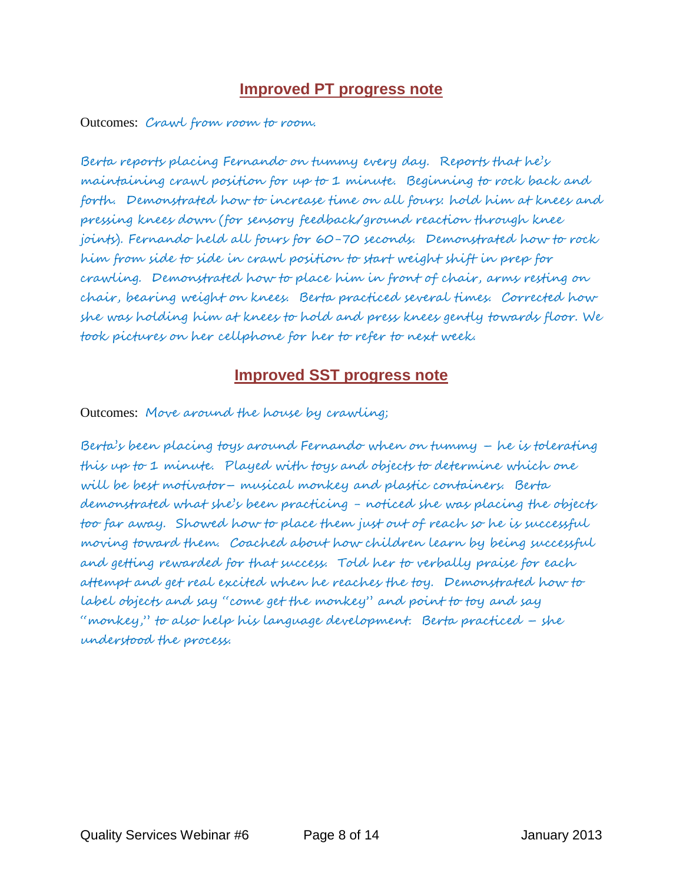## Improved PT progress note

Outcomes: Crawl from room to room.

Berta reports placing Fernando on tummy every day. Reports that he's maintaining crawl position for up to 1 minute. Beginning to rock back and forth. Demonstrated how to increase time on all fours: hold him at knees and pressing knees down (for sensory feedback/ground reaction through knee joints). Fernando held all fours for 60-70 seconds. Demonstrated how to rock him from side to side in crawl position to start weight shift in prep for crawling. Demonstrated how to place him in front of chair, arms resting on chair, bearing weight on knees. Berta practiced several times. Corrected how she was holding him at knees to hold and press knees gently towards floor. We took pictures on her cellphone for her to refer to next week.

## Improved SST progress note

Outcomes: Move around the house by crawling;

Berta's been placing toys around Fernando when on tummy – he is tolerating this up to 1 minute. Played with toys and objects to determine which one will be best motivator– musical monkey and plastic containers. Berta demonstrated what she's been practicing - noticed she was placing the objects too far away. Showed how to place them just out of reach so he is successful moving toward them. Coached about how children learn by being successful and getting rewarded for that success. Told her to verbally praise for each attempt and get real excited when he reaches the toy. Demonstrated how to label objects and say "come get the monkey" and point to toy and say "monkey," to also help his language development. Berta practiced – she understood the process.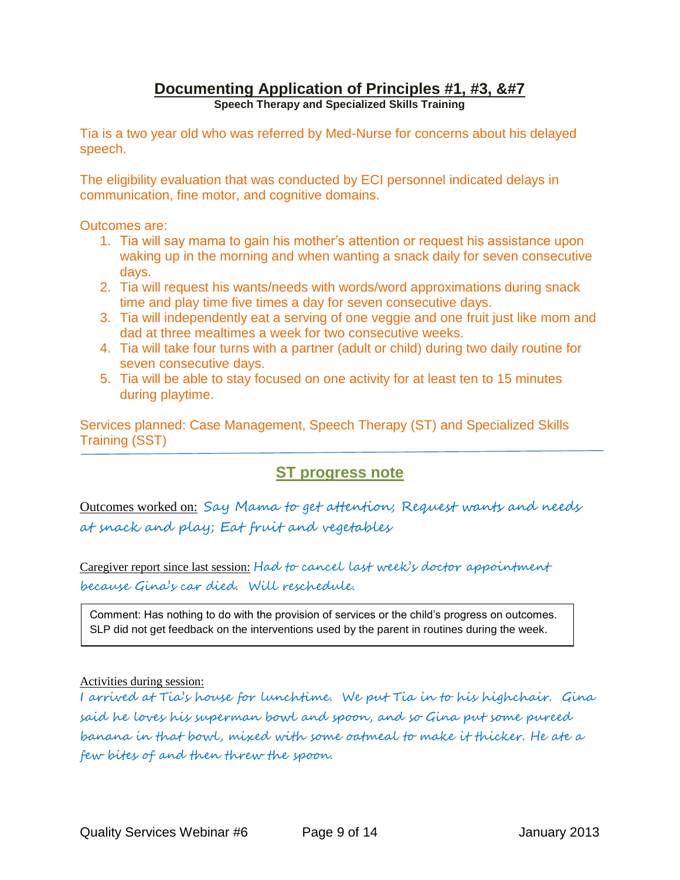# Documenting Application of Principles #1, #3, &#7

**Speech Therapy and Specialized Skills Training**

Tia is a two year old who was referred by Med-Nurse for concerns about his delayed speech.

The eligibility evaluation that was conducted by ECI personnel indicated delays in communication, fine motor, and cognitive domains.

Outcomes are:

1. Tia will say mama to gain his mother's attention or request his assistance upon waking up in the morning and when wanting a snack daily for seven consecutive days.
2. Tia will request his wants/needs with words/word approximations during snack time and play time five times a day for seven consecutive days.
3. Tia will independently eat a serving of one veggie and one fruit just like mom and dad at three mealtimes a week for two consecutive weeks.
4. Tia will take four turns with a partner (adult or child) during two daily routine for seven consecutive days.
5. Tia will be able to stay focused on one activity for at least ten to 15 minutes during playtime.

Services planned: Case Management, Speech Therapy (ST) and Specialized Skills Training (SST)

---

## ST progress note

Outcomes worked on: *Say Mama to get attention; Request wants and needs at snack and play; Eat fruit and vegetables*

Caregiver report since last session: *Had to cancel last week's doctor appointment because Gina's car died. Will reschedule.*

> Comment: Has nothing to do with the provision of services or the child's progress on outcomes. SLP did not get feedback on the interventions used by the parent in routines during the week.

Activities during session:

*I arrived at Tia's house for lunchtime. We put Tia in to his highchair. Gina said he loves his superman bowl and spoon, and so Gina put some pureed banana in that bowl, mixed with some oatmeal to make it thicker. He ate a few bites of and then threw the spoon.*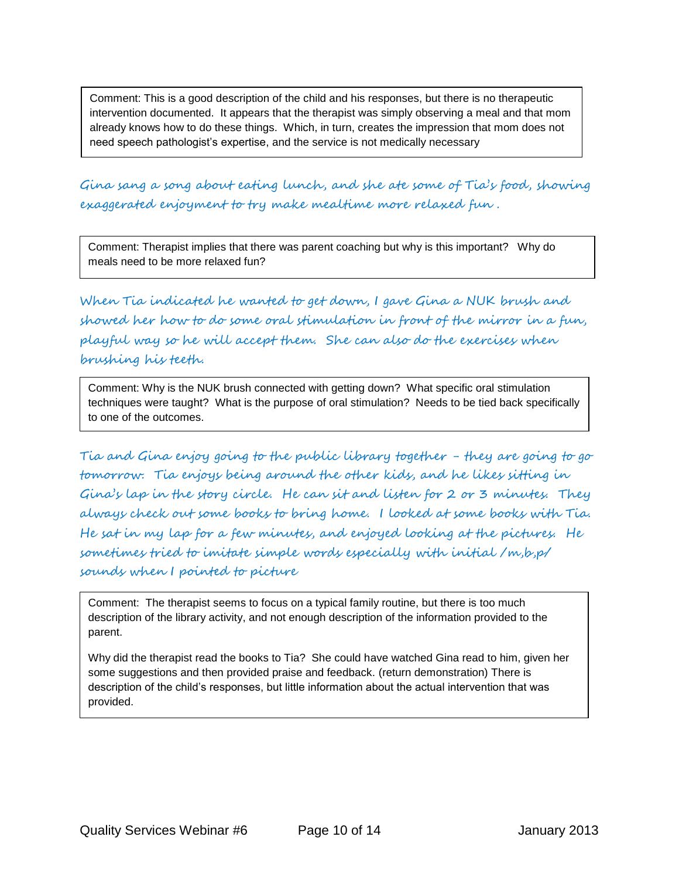> Comment: This is a good description of the child and his responses, but there is no therapeutic intervention documented. It appears that the therapist was simply observing a meal and that mom already knows how to do these things. Which, in turn, creates the impression that mom does not need speech pathologist's expertise, and the service is not medically necessary

*Gina sang a song about eating lunch, and she ate some of Tia's food, showing exaggerated enjoyment to try make mealtime more relaxed fun .*

> Comment: Therapist implies that there was parent coaching but why is this important? Why do meals need to be more relaxed fun?

*When Tia indicated he wanted to get down, I gave Gina a NUK brush and showed her how to do some oral stimulation in front of the mirror in a fun, playful way so he will accept them. She can also do the exercises when brushing his teeth.*

> Comment: Why is the NUK brush connected with getting down? What specific oral stimulation techniques were taught? What is the purpose of oral stimulation? Needs to be tied back specifically to one of the outcomes.

*Tia and Gina enjoy going to the public library together – they are going to go tomorrow. Tia enjoys being around the other kids, and he likes sitting in Gina's lap in the story circle. He can sit and listen for 2 or 3 minutes. They always check out some books to bring home. I looked at some books with Tia. He sat in my lap for a few minutes, and enjoyed looking at the pictures. He sometimes tried to imitate simple words especially with initial /m,b,p/ sounds when I pointed to picture*

> Comment: The therapist seems to focus on a typical family routine, but there is too much description of the library activity, and not enough description of the information provided to the parent.
>
> Why did the therapist read the books to Tia? She could have watched Gina read to him, given her some suggestions and then provided praise and feedback. (return demonstration) There is description of the child's responses, but little information about the actual intervention that was provided.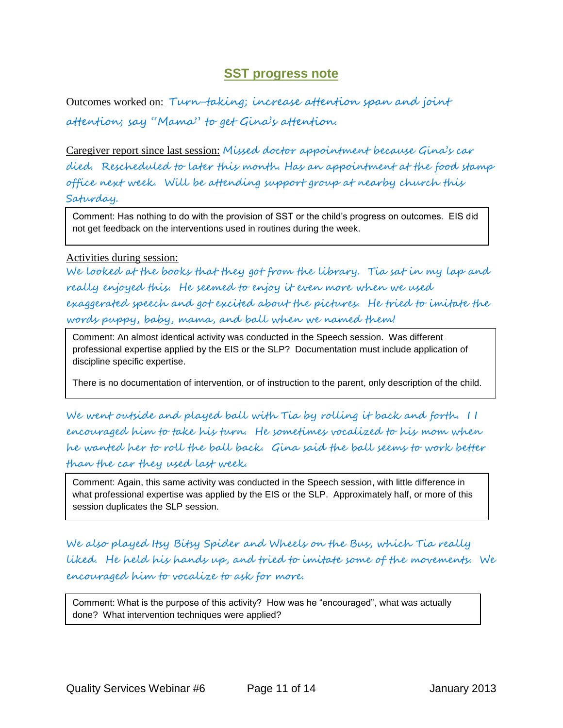## SST progress note

Outcomes worked on: Turn-taking; increase attention span and joint attention; say "Mama" to get Gina's attention.

Caregiver report since last session: Missed doctor appointment because Gina's car died. Rescheduled to later this month. Has an appointment at the food stamp office next week. Will be attending support group at nearby church this Saturday.

> Comment: Has nothing to do with the provision of SST or the child's progress on outcomes. EIS did not get feedback on the interventions used in routines during the week.

Activities during session:

We looked at the books that they got from the library. Tia sat in my lap and really enjoyed this. He seemed to enjoy it even more when we used exaggerated speech and got excited about the pictures. He tried to imitate the words puppy, baby, mama, and ball when we named them!

> Comment: An almost identical activity was conducted in the Speech session. Was different professional expertise applied by the EIS or the SLP? Documentation must include application of discipline specific expertise.
>
> There is no documentation of intervention, or of instruction to the parent, only description of the child.

We went outside and played ball with Tia by rolling it back and forth. I I encouraged him to take his turn. He sometimes vocalized to his mom when he wanted her to roll the ball back. Gina said the ball seems to work better than the car they used last week.

> Comment: Again, this same activity was conducted in the Speech session, with little difference in what professional expertise was applied by the EIS or the SLP. Approximately half, or more of this session duplicates the SLP session.

We also played Itsy Bitsy Spider and Wheels on the Bus, which Tia really liked. He held his hands up, and tried to imitate some of the movements. We encouraged him to vocalize to ask for more.

> Comment: What is the purpose of this activity? How was he "encouraged", what was actually done? What intervention techniques were applied?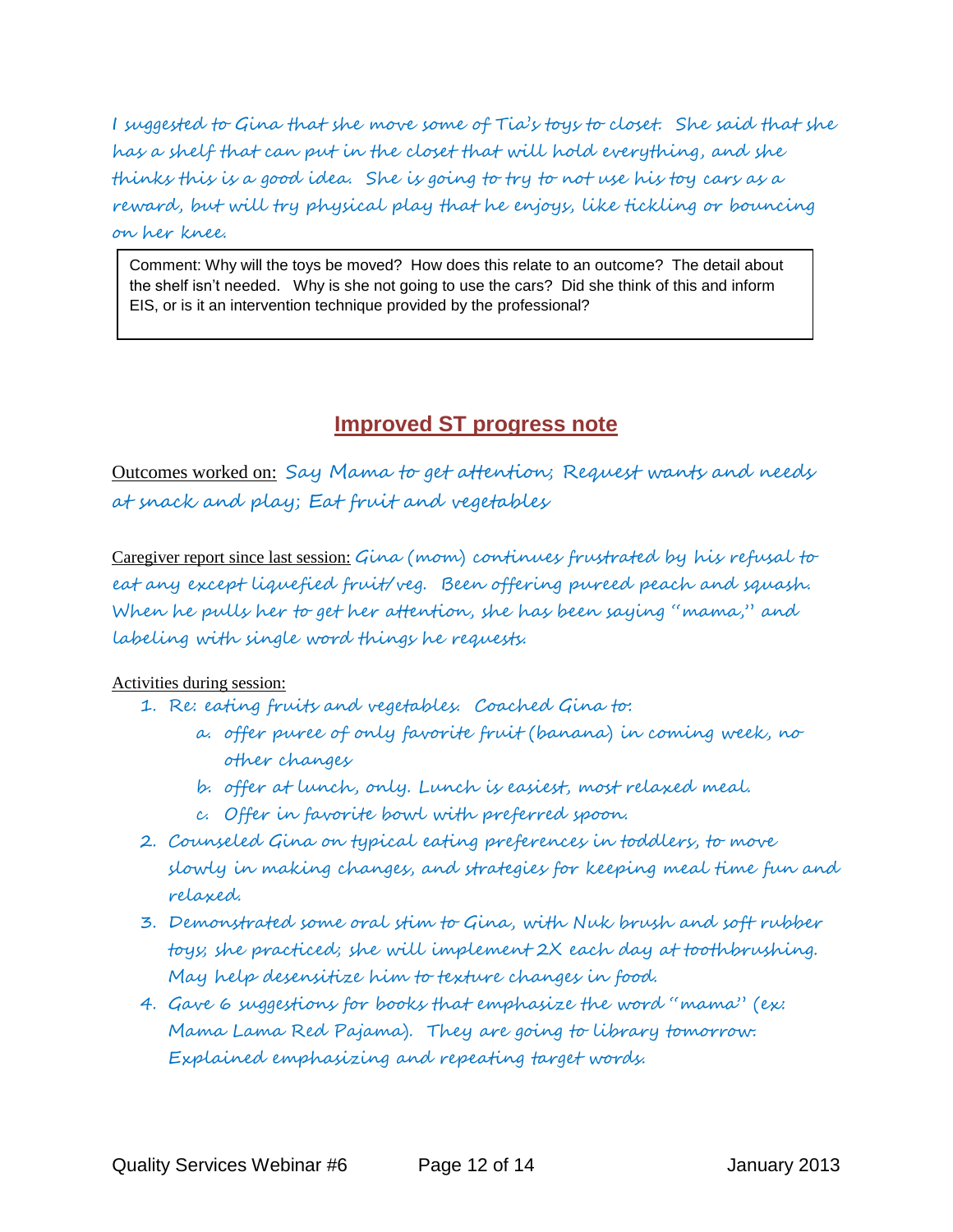I suggested to Gina that she move some of Tia's toys to closet. She said that she has a shelf that can put in the closet that will hold everything, and she thinks this is a good idea. She is going to try to not use his toy cars as a reward, but will try physical play that he enjoys, like tickling or bouncing on her knee.

> Comment: Why will the toys be moved? How does this relate to an outcome? The detail about the shelf isn't needed. Why is she not going to use the cars? Did she think of this and inform EIS, or is it an intervention technique provided by the professional?

## Improved ST progress note

Outcomes worked on: Say Mama to get attention; Request wants and needs at snack and play; Eat fruit and vegetables

Caregiver report since last session: Gina (mom) continues frustrated by his refusal to eat any except liquefied fruit/veg. Been offering pureed peach and squash. When he pulls her to get her attention, she has been saying "mama," and labeling with single word things he requests.

Activities during session:

1. Re: eating fruits and vegetables. Coached Gina to:
   a. offer puree of only favorite fruit (banana) in coming week, no other changes
   b. offer at lunch, only. Lunch is easiest, most relaxed meal.
   c. Offer in favorite bowl with preferred spoon.
2. Counseled Gina on typical eating preferences in toddlers, to move slowly in making changes, and strategies for keeping meal time fun and relaxed.
3. Demonstrated some oral stim to Gina, with Nuk brush and soft rubber toys; she practiced; she will implement 2X each day at toothbrushing. May help desensitize him to texture changes in food.
4. Gave 6 suggestions for books that emphasize the word "mama" (ex: Mama Lama Red Pajama). They are going to library tomorrow. Explained emphasizing and repeating target words.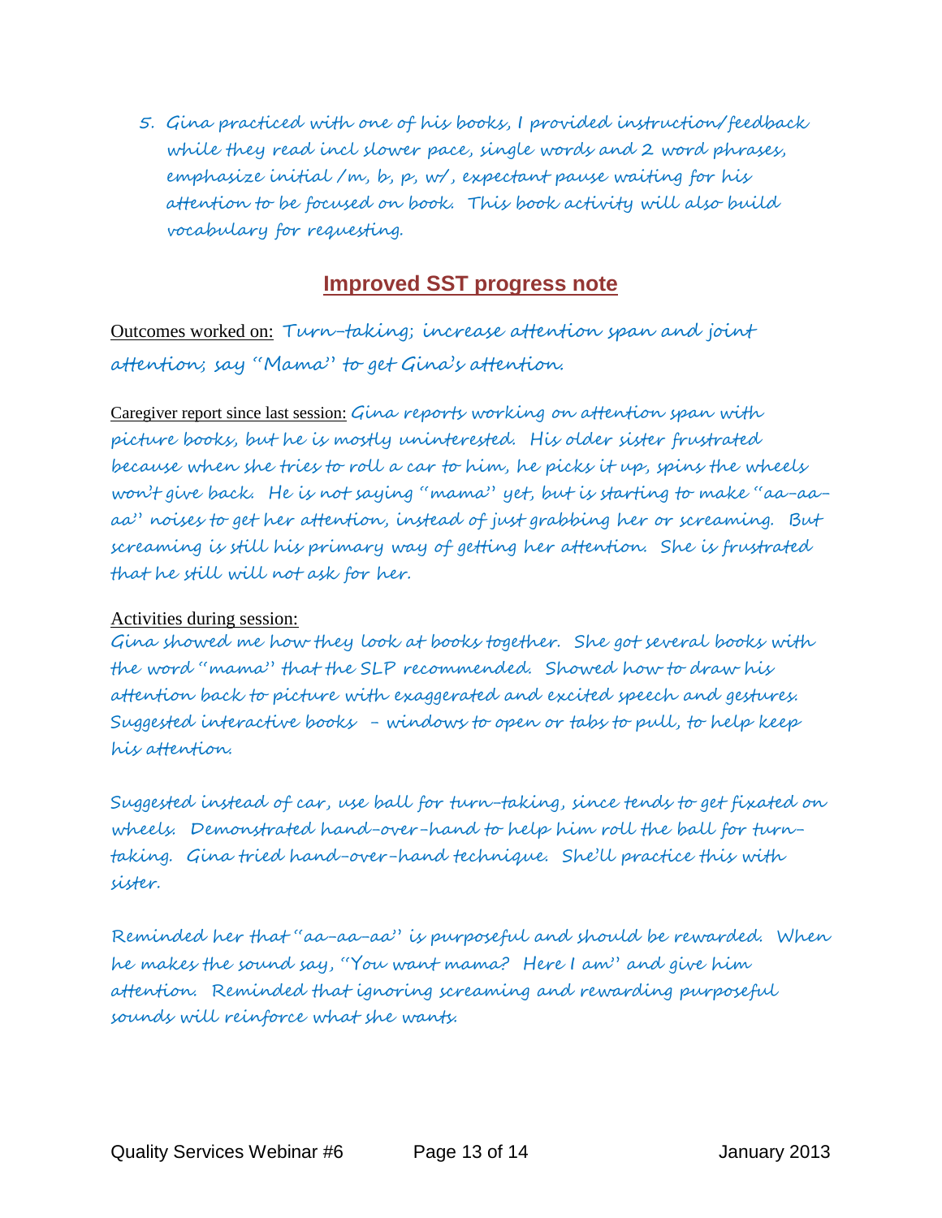5. Gina practiced with one of his books, I provided instruction/feedback while they read incl slower pace, single words and 2 word phrases, emphasize initial /m, b, p, w/, expectant pause waiting for his attention to be focused on book. This book activity will also build vocabulary for requesting.

## Improved SST progress note

Outcomes worked on: Turn-taking; increase attention span and joint attention; say "Mama" to get Gina's attention.

Caregiver report since last session: Gina reports working on attention span with picture books, but he is mostly uninterested. His older sister frustrated because when she tries to roll a car to him, he picks it up, spins the wheels won't give back. He is not saying "mama" yet, but is starting to make "aa-aa-aa" noises to get her attention, instead of just grabbing her or screaming. But screaming is still his primary way of getting her attention. She is frustrated that he still will not ask for her.

Activities during session:
Gina showed me how they look at books together. She got several books with the word "mama" that the SLP recommended. Showed how to draw his attention back to picture with exaggerated and excited speech and gestures. Suggested interactive books – windows to open or tabs to pull, to help keep his attention.

Suggested instead of car, use ball for turn-taking, since tends to get fixated on wheels. Demonstrated hand-over-hand to help him roll the ball for turn-taking. Gina tried hand-over-hand technique. She'll practice this with sister.

Reminded her that "aa-aa-aa" is purposeful and should be rewarded. When he makes the sound say, "You want mama? Here I am" and give him attention. Reminded that ignoring screaming and rewarding purposeful sounds will reinforce what she wants.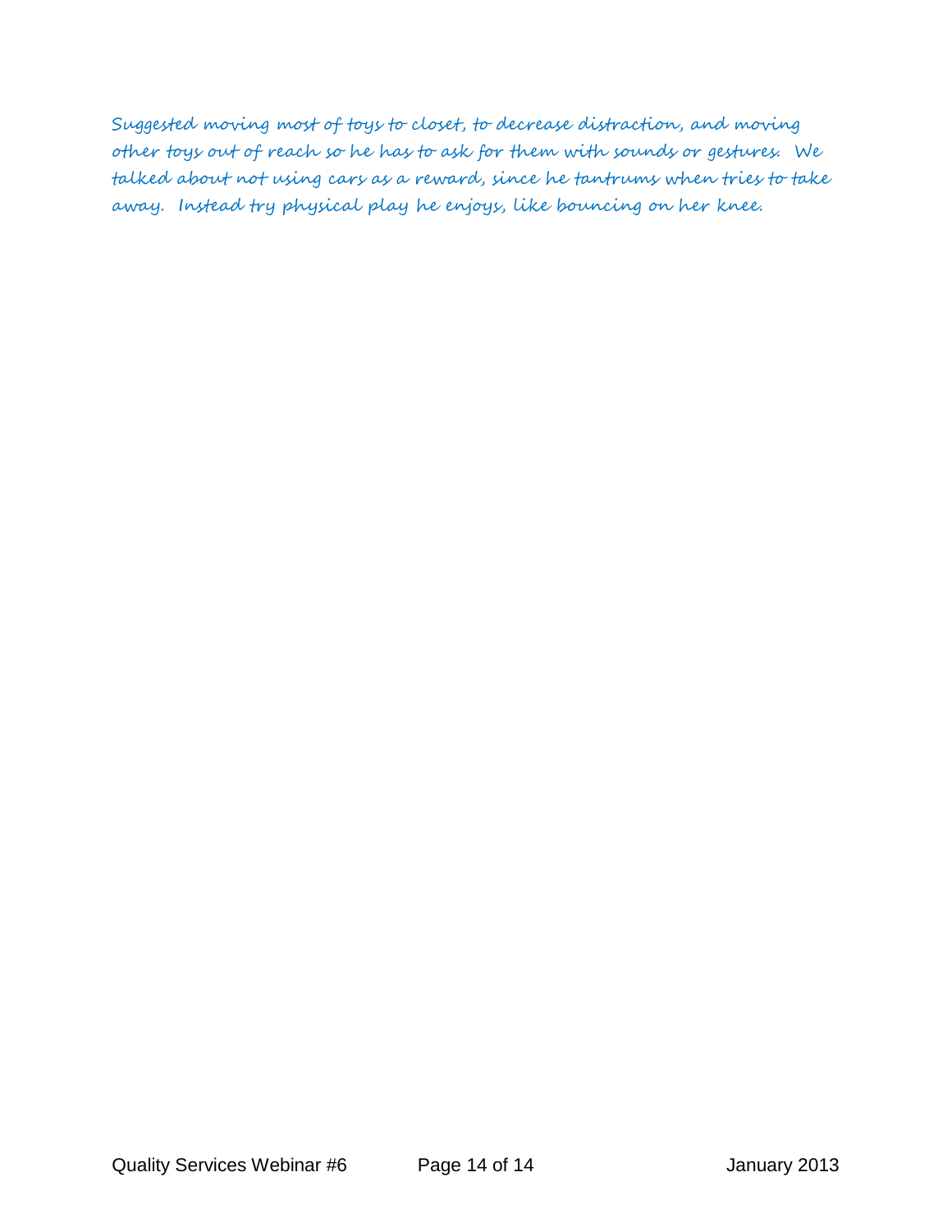Suggested moving most of toys to closet, to decrease distraction, and moving other toys out of reach so he has to ask for them with sounds or gestures. We talked about not using cars as a reward, since he tantrums when tries to take away. Instead try physical play he enjoys, like bouncing on her knee.